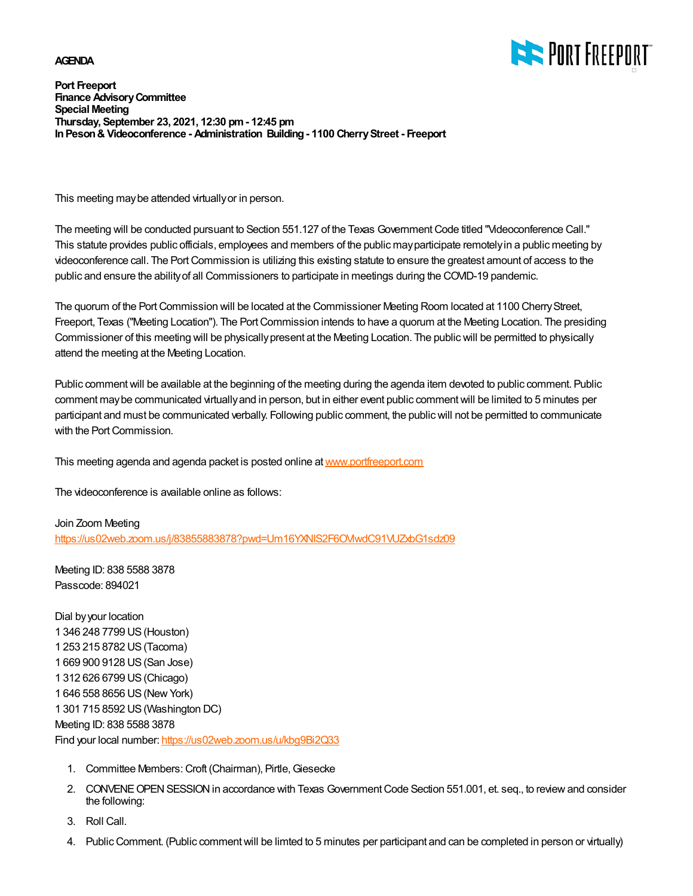**AGENDA**

**Port Freeport**
**Finance Advisory Committee**
**Special Meeting**
**Thursday, September 23, 2021, 12:30 pm - 12:45 pm**
**In Peson & Videoconference - Administration Building - 1100 Cherry Street - Freeport**

This meeting may be attended virtually or in person.

The meeting will be conducted pursuant to Section 551.127 of the Texas Government Code titled "Videoconference Call." This statute provides public officials, employees and members of the public may participate remotely in a public meeting by videoconference call. The Port Commission is utilizing this existing statute to ensure the greatest amount of access to the public and ensure the ability of all Commissioners to participate in meetings during the COVID-19 pandemic.

The quorum of the Port Commission will be located at the Commissioner Meeting Room located at 1100 Cherry Street, Freeport, Texas ("Meeting Location"). The Port Commission intends to have a quorum at the Meeting Location. The presiding Commissioner of this meeting will be physically present at the Meeting Location. The public will be permitted to physically attend the meeting at the Meeting Location.

Public comment will be available at the beginning of the meeting during the agenda item devoted to public comment. Public comment may be communicated virtually and in person, but in either event public comment will be limited to 5 minutes per participant and must be communicated verbally. Following public comment, the public will not be permitted to communicate with the Port Commission.

This meeting agenda and agenda packet is posted online at [www.portfreeport.com](www.portfreeport.com)

The videoconference is available online as follows:

Join Zoom Meeting
[https://us02web.zoom.us/j/83855883878?pwd=Um16YXNIS2F6OVlwdC91VUZxbG1sdz09](https://us02web.zoom.us/j/83855883878?pwd=Um16YXNIS2F6OVlwdC91VUZxbG1sdz09)

Meeting ID: 838 5588 3878
Passcode: 894021

Dial by your location
1 346 248 7799 US (Houston)
1 253 215 8782 US (Tacoma)
1 669 900 9128 US (San Jose)
1 312 626 6799 US (Chicago)
1 646 558 8656 US (New York)
1 301 715 8592 US (Washington DC)
Meeting ID: 838 5588 3878
Find your local number: [https://us02web.zoom.us/u/kbg9Bi2Q33](https://us02web.zoom.us/u/kbg9Bi2Q33)

1. Committee Members: Croft (Chairman), Pirtle, Giesecke
2. CONVENE OPEN SESSION in accordance with Texas Government Code Section 551.001, et. seq., to review and consider the following:
3. Roll Call.
4. Public Comment. (Public comment will be limted to 5 minutes per participant and can be completed in person or virtually)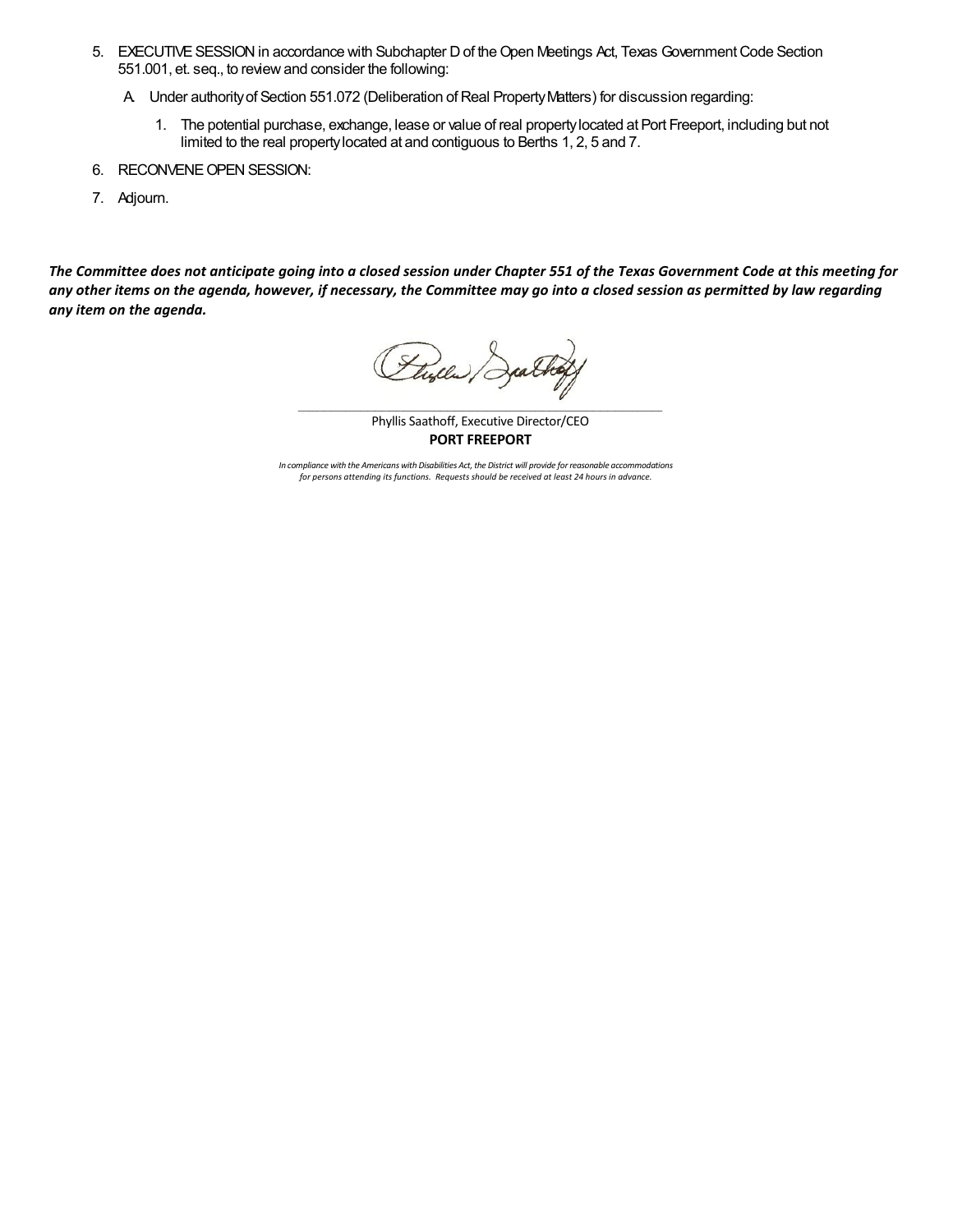5. EXECUTIVE SESSION in accordance with Subchapter D of the Open Meetings Act, Texas Government Code Section 551.001, et. seq., to review and consider the following:

   A. Under authority of Section 551.072 (Deliberation of Real Property Matters) for discussion regarding:

      1. The potential purchase, exchange, lease or value of real property located at Port Freeport, including but not limited to the real property located at and contiguous to Berths 1, 2, 5 and 7.

6. RECONVENE OPEN SESSION:

7. Adjourn.

***The Committee does not anticipate going into a closed session under Chapter 551 of the Texas Government Code at this meeting for any other items on the agenda, however, if necessary, the Committee may go into a closed session as permitted by law regarding any item on the agenda.***

Phyllis Saathoff, Executive Director/CEO
**PORT FREEPORT**

*In compliance with the Americans with Disabilities Act, the District will provide for reasonable accommodations for persons attending its functions. Requests should be received at least 24 hours in advance.*